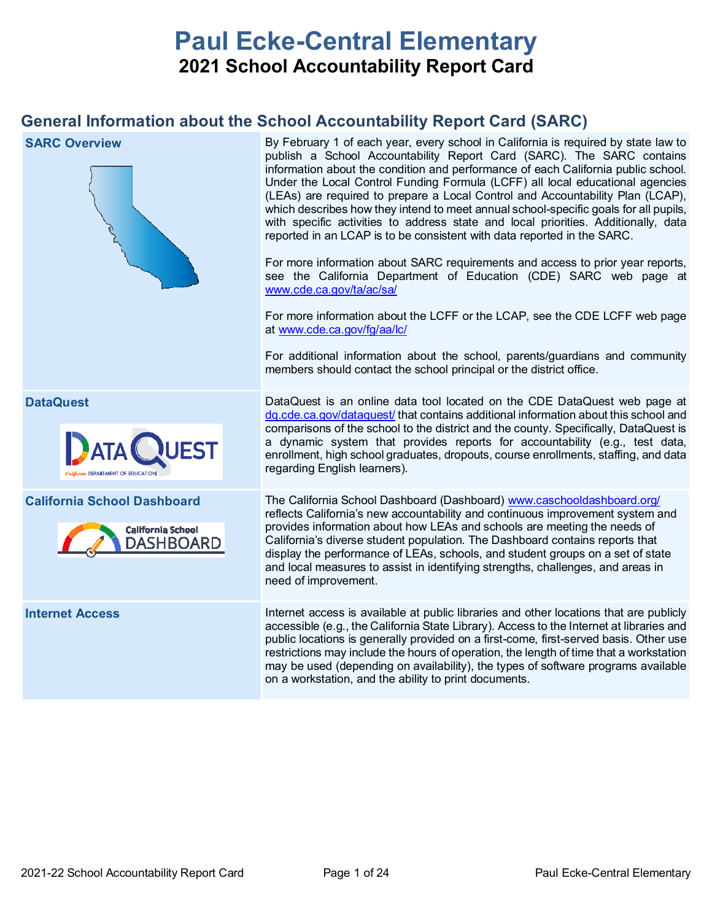# Paul Ecke-Central Elementary

## 2021 School Accountability Report Card

## General Information about the School Accountability Report Card (SARC)

| | |
|---|---|
| **SARC Overview** | By February 1 of each year, every school in California is required by state law to publish a School Accountability Report Card (SARC). The SARC contains information about the condition and performance of each California public school. Under the Local Control Funding Formula (LCFF) all local educational agencies (LEAs) are required to prepare a Local Control and Accountability Plan (LCAP), which describes how they intend to meet annual school-specific goals for all pupils, with specific activities to address state and local priorities. Additionally, data reported in an LCAP is to be consistent with data reported in the SARC.<br><br>For more information about SARC requirements and access to prior year reports, see the California Department of Education (CDE) SARC web page at www.cde.ca.gov/ta/ac/sa/<br><br>For more information about the LCFF or the LCAP, see the CDE LCFF web page at www.cde.ca.gov/fg/aa/lc/<br><br>For additional information about the school, parents/guardians and community members should contact the school principal or the district office. |
| **DataQuest** | DataQuest is an online data tool located on the CDE DataQuest web page at dq.cde.ca.gov/dataquest/ that contains additional information about this school and comparisons of the school to the district and the county. Specifically, DataQuest is a dynamic system that provides reports for accountability (e.g., test data, enrollment, high school graduates, dropouts, course enrollments, staffing, and data regarding English learners). |
| **California School Dashboard** | The California School Dashboard (Dashboard) www.caschooldashboard.org/ reflects California's new accountability and continuous improvement system and provides information about how LEAs and schools are meeting the needs of California's diverse student population. The Dashboard contains reports that display the performance of LEAs, schools, and student groups on a set of state and local measures to assist in identifying strengths, challenges, and areas in need of improvement. |
| **Internet Access** | Internet access is available at public libraries and other locations that are publicly accessible (e.g., the California State Library). Access to the Internet at libraries and public locations is generally provided on a first-come, first-served basis. Other use restrictions may include the hours of operation, the length of time that a workstation may be used (depending on availability), the types of software programs available on a workstation, and the ability to print documents. |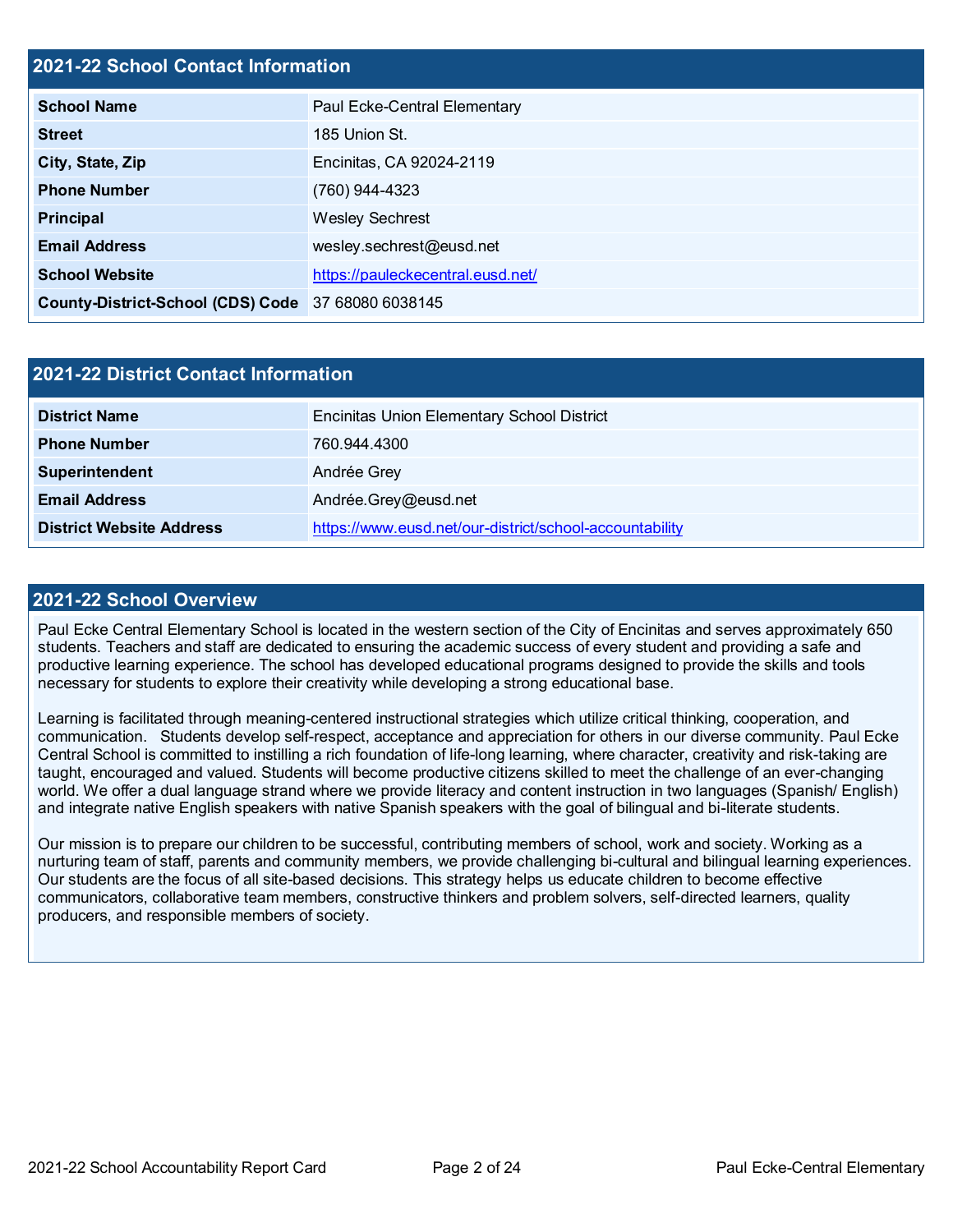## 2021-22 School Contact Information

| 2021-22 School Contact Information | |
|---|---|
| School Name | Paul Ecke-Central Elementary |
| Street | 185 Union St. |
| City, State, Zip | Encinitas, CA 92024-2119 |
| Phone Number | (760) 944-4323 |
| Principal | Wesley Sechrest |
| Email Address | wesley.sechrest@eusd.net |
| School Website | https://pauleckecentral.eusd.net/ |
| County-District-School (CDS) Code | 37 68080 6038145 |

## 2021-22 District Contact Information

| 2021-22 District Contact Information | |
|---|---|
| District Name | Encinitas Union Elementary School District |
| Phone Number | 760.944.4300 |
| Superintendent | Andrée Grey |
| Email Address | Andrée.Grey@eusd.net |
| District Website Address | https://www.eusd.net/our-district/school-accountability |

## 2021-22 School Overview

Paul Ecke Central Elementary School is located in the western section of the City of Encinitas and serves approximately 650 students. Teachers and staff are dedicated to ensuring the academic success of every student and providing a safe and productive learning experience. The school has developed educational programs designed to provide the skills and tools necessary for students to explore their creativity while developing a strong educational base.

Learning is facilitated through meaning-centered instructional strategies which utilize critical thinking, cooperation, and communication. Students develop self-respect, acceptance and appreciation for others in our diverse community. Paul Ecke Central School is committed to instilling a rich foundation of life-long learning, where character, creativity and risk-taking are taught, encouraged and valued. Students will become productive citizens skilled to meet the challenge of an ever-changing world. We offer a dual language strand where we provide literacy and content instruction in two languages (Spanish/ English) and integrate native English speakers with native Spanish speakers with the goal of bilingual and bi-literate students.

Our mission is to prepare our children to be successful, contributing members of school, work and society. Working as a nurturing team of staff, parents and community members, we provide challenging bi-cultural and bilingual learning experiences. Our students are the focus of all site-based decisions. This strategy helps us educate children to become effective communicators, collaborative team members, constructive thinkers and problem solvers, self-directed learners, quality producers, and responsible members of society.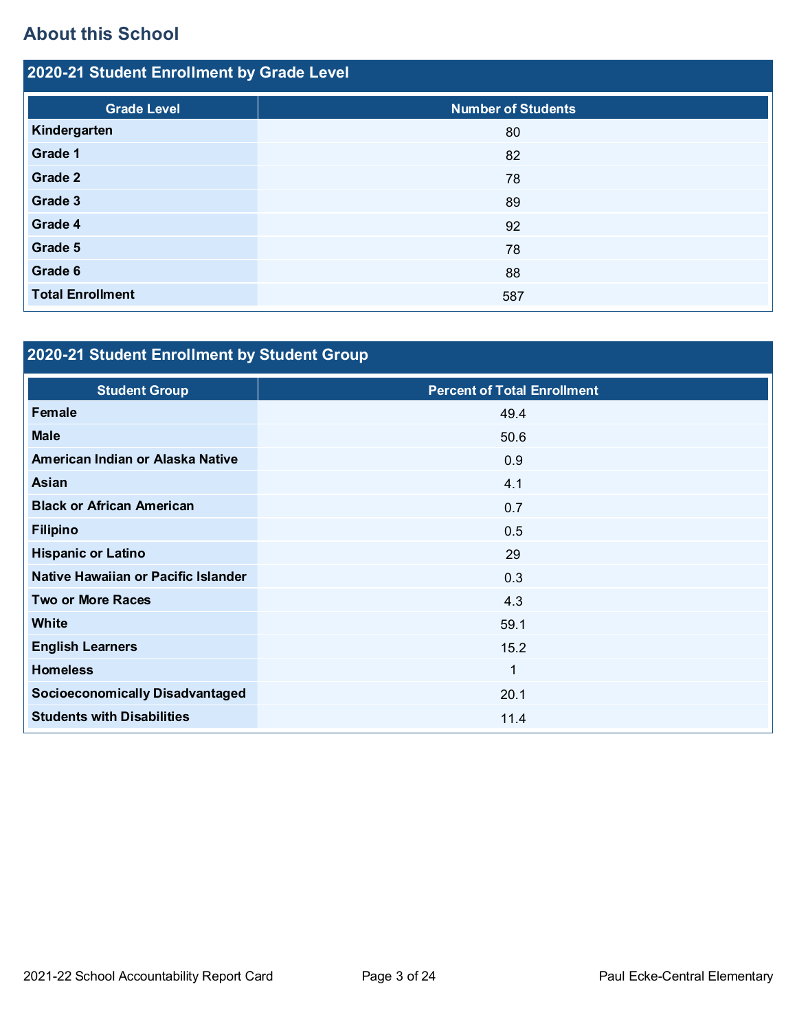## About this School

### 2020-21 Student Enrollment by Grade Level

| Grade Level | Number of Students |
|---|---|
| **Kindergarten** | 80 |
| **Grade 1** | 82 |
| **Grade 2** | 78 |
| **Grade 3** | 89 |
| **Grade 4** | 92 |
| **Grade 5** | 78 |
| **Grade 6** | 88 |
| **Total Enrollment** | 587 |

### 2020-21 Student Enrollment by Student Group

| Student Group | Percent of Total Enrollment |
|---|---|
| **Female** | 49.4 |
| **Male** | 50.6 |
| **American Indian or Alaska Native** | 0.9 |
| **Asian** | 4.1 |
| **Black or African American** | 0.7 |
| **Filipino** | 0.5 |
| **Hispanic or Latino** | 29 |
| **Native Hawaiian or Pacific Islander** | 0.3 |
| **Two or More Races** | 4.3 |
| **White** | 59.1 |
| **English Learners** | 15.2 |
| **Homeless** | 1 |
| **Socioeconomically Disadvantaged** | 20.1 |
| **Students with Disabilities** | 11.4 |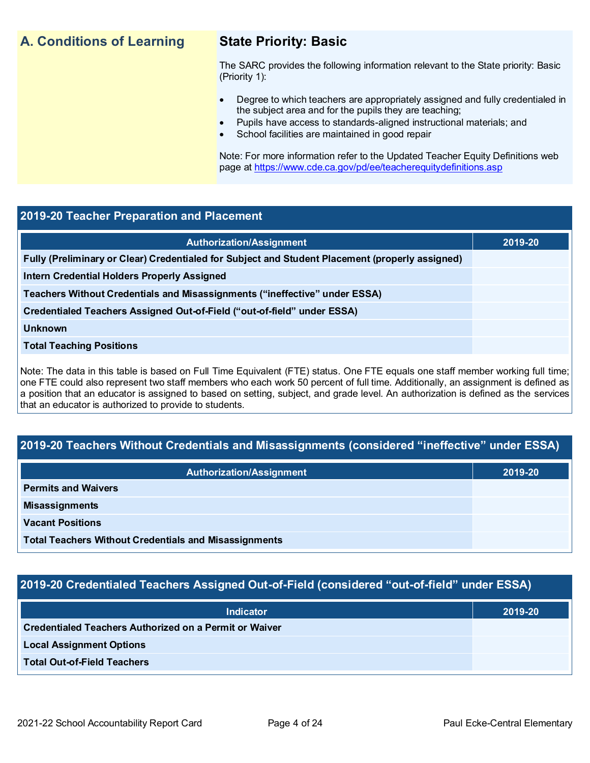## A. Conditions of Learning

### State Priority: Basic

The SARC provides the following information relevant to the State priority: Basic (Priority 1):

- Degree to which teachers are appropriately assigned and fully credentialed in the subject area and for the pupils they are teaching;
- Pupils have access to standards-aligned instructional materials; and
- School facilities are maintained in good repair

Note: For more information refer to the Updated Teacher Equity Definitions web page at https://www.cde.ca.gov/pd/ee/teacherequitydefinitions.asp

### 2019-20 Teacher Preparation and Placement

| Authorization/Assignment | 2019-20 |
| --- | --- |
| Fully (Preliminary or Clear) Credentialed for Subject and Student Placement (properly assigned) | |
| Intern Credential Holders Properly Assigned | |
| Teachers Without Credentials and Misassignments ("ineffective" under ESSA) | |
| Credentialed Teachers Assigned Out-of-Field ("out-of-field" under ESSA) | |
| Unknown | |
| Total Teaching Positions | |

Note: The data in this table is based on Full Time Equivalent (FTE) status. One FTE equals one staff member working full time; one FTE could also represent two staff members who each work 50 percent of full time. Additionally, an assignment is defined as a position that an educator is assigned to based on setting, subject, and grade level. An authorization is defined as the services that an educator is authorized to provide to students.

### 2019-20 Teachers Without Credentials and Misassignments (considered "ineffective" under ESSA)

| Authorization/Assignment | 2019-20 |
| --- | --- |
| Permits and Waivers | |
| Misassignments | |
| Vacant Positions | |
| Total Teachers Without Credentials and Misassignments | |

### 2019-20 Credentialed Teachers Assigned Out-of-Field (considered "out-of-field" under ESSA)

| Indicator | 2019-20 |
| --- | --- |
| Credentialed Teachers Authorized on a Permit or Waiver | |
| Local Assignment Options | |
| Total Out-of-Field Teachers | |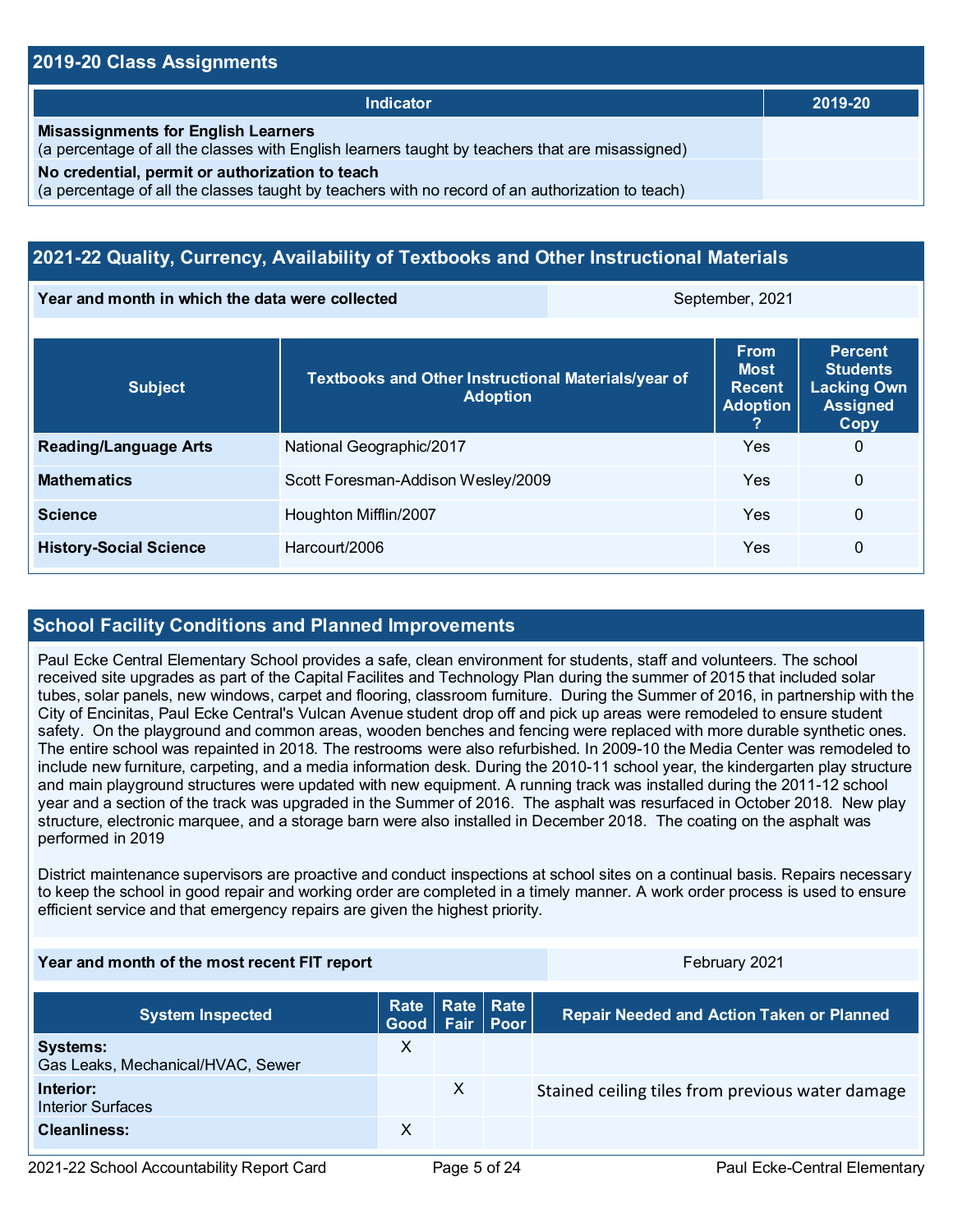## 2019-20 Class Assignments

| Indicator | 2019-20 |
|---|---|
| **Misassignments for English Learners**<br>(a percentage of all the classes with English learners taught by teachers that are misassigned) | |
| **No credential, permit or authorization to teach**<br>(a percentage of all the classes taught by teachers with no record of an authorization to teach) | |

## 2021-22 Quality, Currency, Availability of Textbooks and Other Instructional Materials

| Year and month in which the data were collected | September, 2021 |
|---|---|

| Subject | Textbooks and Other Instructional Materials/year of Adoption | From Most Recent Adoption ? | Percent Students Lacking Own Assigned Copy |
|---|---|---|---|
| **Reading/Language Arts** | National Geographic/2017 | Yes | 0 |
| **Mathematics** | Scott Foresman-Addison Wesley/2009 | Yes | 0 |
| **Science** | Houghton Mifflin/2007 | Yes | 0 |
| **History-Social Science** | Harcourt/2006 | Yes | 0 |

## School Facility Conditions and Planned Improvements

Paul Ecke Central Elementary School provides a safe, clean environment for students, staff and volunteers. The school received site upgrades as part of the Capital Facilites and Technology Plan during the summer of 2015 that included solar tubes, solar panels, new windows, carpet and flooring, classroom furniture. During the Summer of 2016, in partnership with the City of Encinitas, Paul Ecke Central's Vulcan Avenue student drop off and pick up areas were remodeled to ensure student safety. On the playground and common areas, wooden benches and fencing were replaced with more durable synthetic ones. The entire school was repainted in 2018. The restrooms were also refurbished. In 2009-10 the Media Center was remodeled to include new furniture, carpeting, and a media information desk. During the 2010-11 school year, the kindergarten play structure and main playground structures were updated with new equipment. A running track was installed during the 2011-12 school year and a section of the track was upgraded in the Summer of 2016. The asphalt was resurfaced in October 2018. New play structure, electronic marquee, and a storage barn were also installed in December 2018. The coating on the asphalt was performed in 2019

District maintenance supervisors are proactive and conduct inspections at school sites on a continual basis. Repairs necessary to keep the school in good repair and working order are completed in a timely manner. A work order process is used to ensure efficient service and that emergency repairs are given the highest priority.

| Year and month of the most recent FIT report | February 2021 |
|---|---|

| System Inspected | Rate Good | Rate Fair | Rate Poor | Repair Needed and Action Taken or Planned |
|---|---|---|---|---|
| **Systems:**<br>Gas Leaks, Mechanical/HVAC, Sewer | X | | | |
| **Interior:**<br>Interior Surfaces | | X | | Stained ceiling tiles from previous water damage |
| **Cleanliness:** | X | | | |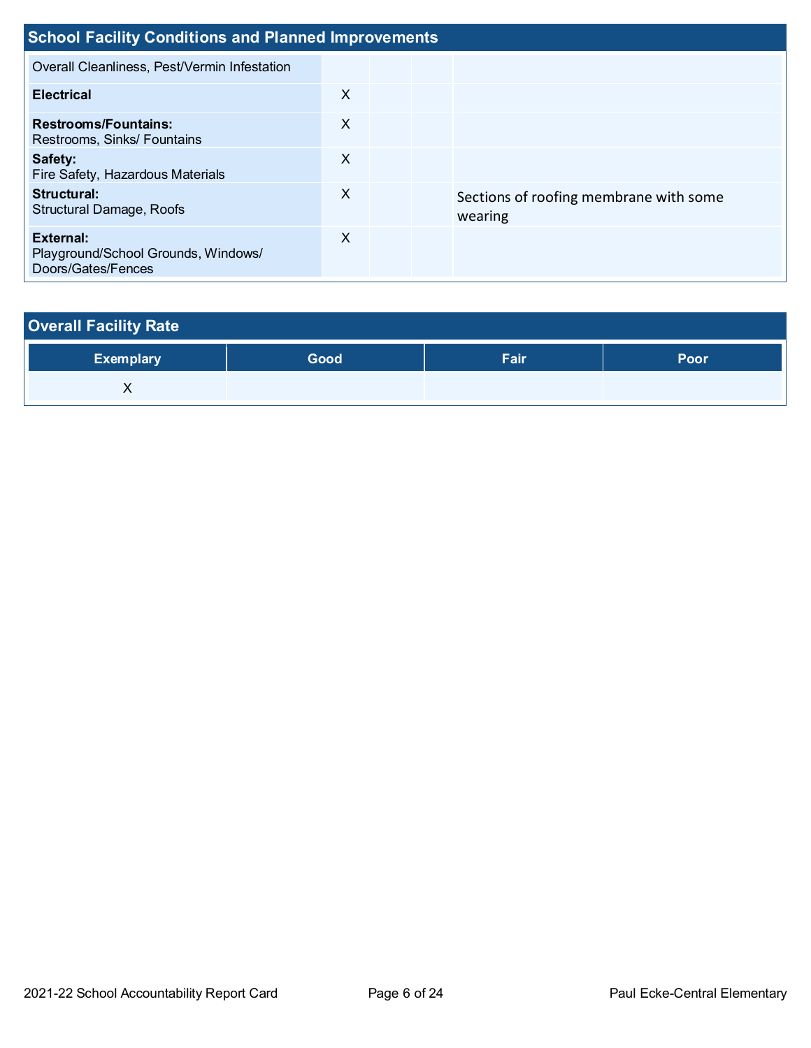## School Facility Conditions and Planned Improvements

| | | | | |
|---|---|---|---|---|
| Overall Cleanliness, Pest/Vermin Infestation | | | | |
| **Electrical** | X | | | |
| **Restrooms/Fountains:** Restrooms, Sinks/ Fountains | X | | | |
| **Safety:** Fire Safety, Hazardous Materials | X | | | |
| **Structural:** Structural Damage, Roofs | X | | | Sections of roofing membrane with some wearing |
| **External:** Playground/School Grounds, Windows/ Doors/Gates/Fences | X | | | |

## Overall Facility Rate

| Exemplary | Good | Fair | Poor |
|---|---|---|---|
| X | | | |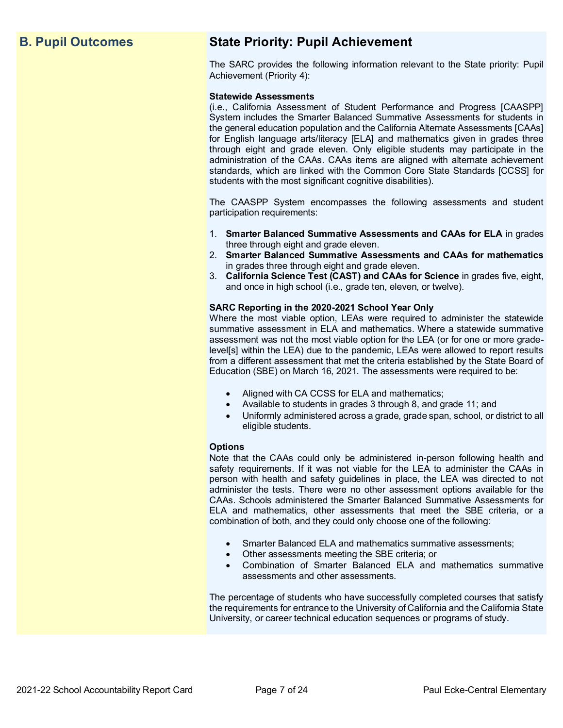## B. Pupil Outcomes

## State Priority: Pupil Achievement

The SARC provides the following information relevant to the State priority: Pupil Achievement (Priority 4):

**Statewide Assessments**
(i.e., California Assessment of Student Performance and Progress [CAASPP] System includes the Smarter Balanced Summative Assessments for students in the general education population and the California Alternate Assessments [CAAs] for English language arts/literacy [ELA] and mathematics given in grades three through eight and grade eleven. Only eligible students may participate in the administration of the CAAs. CAAs items are aligned with alternate achievement standards, which are linked with the Common Core State Standards [CCSS] for students with the most significant cognitive disabilities).

The CAASPP System encompasses the following assessments and student participation requirements:

1. **Smarter Balanced Summative Assessments and CAAs for ELA** in grades three through eight and grade eleven.
2. **Smarter Balanced Summative Assessments and CAAs for mathematics** in grades three through eight and grade eleven.
3. **California Science Test (CAST) and CAAs for Science** in grades five, eight, and once in high school (i.e., grade ten, eleven, or twelve).

**SARC Reporting in the 2020-2021 School Year Only**
Where the most viable option, LEAs were required to administer the statewide summative assessment in ELA and mathematics. Where a statewide summative assessment was not the most viable option for the LEA (or for one or more grade-level[s] within the LEA) due to the pandemic, LEAs were allowed to report results from a different assessment that met the criteria established by the State Board of Education (SBE) on March 16, 2021. The assessments were required to be:

- Aligned with CA CCSS for ELA and mathematics;
- Available to students in grades 3 through 8, and grade 11; and
- Uniformly administered across a grade, grade span, school, or district to all eligible students.

**Options**
Note that the CAAs could only be administered in-person following health and safety requirements. If it was not viable for the LEA to administer the CAAs in person with health and safety guidelines in place, the LEA was directed to not administer the tests. There were no other assessment options available for the CAAs. Schools administered the Smarter Balanced Summative Assessments for ELA and mathematics, other assessments that meet the SBE criteria, or a combination of both, and they could only choose one of the following:

- Smarter Balanced ELA and mathematics summative assessments;
- Other assessments meeting the SBE criteria; or
- Combination of Smarter Balanced ELA and mathematics summative assessments and other assessments.

The percentage of students who have successfully completed courses that satisfy the requirements for entrance to the University of California and the California State University, or career technical education sequences or programs of study.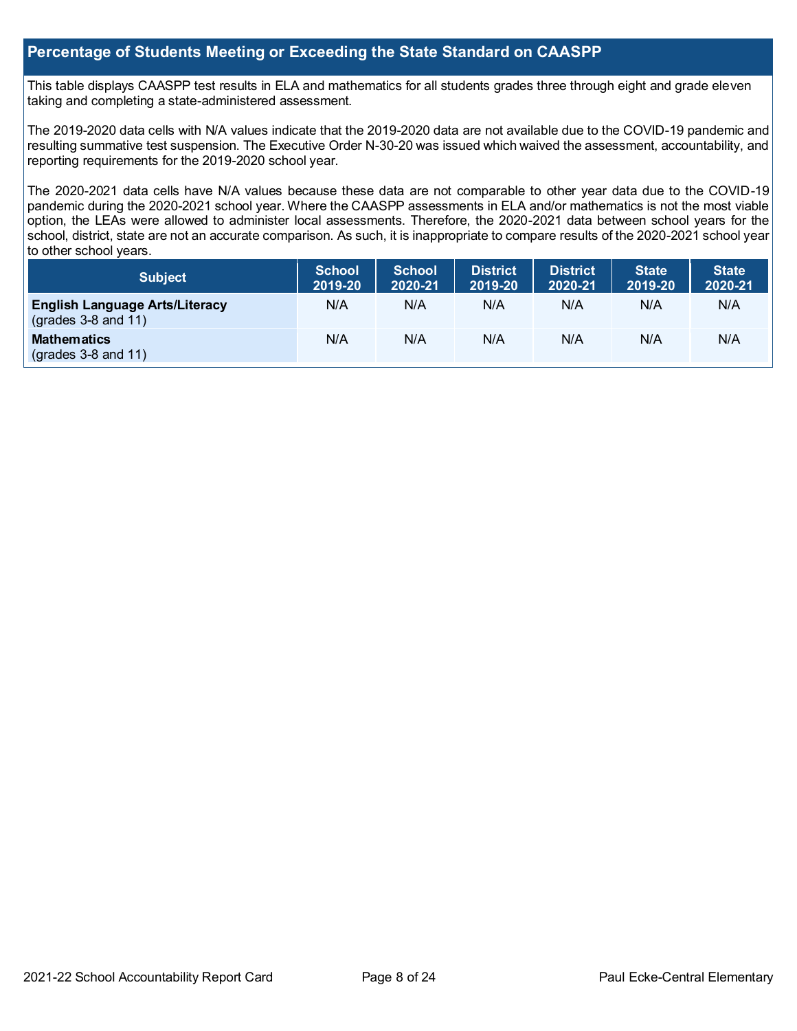## Percentage of Students Meeting or Exceeding the State Standard on CAASPP

This table displays CAASPP test results in ELA and mathematics for all students grades three through eight and grade eleven taking and completing a state-administered assessment.

The 2019-2020 data cells with N/A values indicate that the 2019-2020 data are not available due to the COVID-19 pandemic and resulting summative test suspension. The Executive Order N-30-20 was issued which waived the assessment, accountability, and reporting requirements for the 2019-2020 school year.

The 2020-2021 data cells have N/A values because these data are not comparable to other year data due to the COVID-19 pandemic during the 2020-2021 school year. Where the CAASPP assessments in ELA and/or mathematics is not the most viable option, the LEAs were allowed to administer local assessments. Therefore, the 2020-2021 data between school years for the school, district, state are not an accurate comparison. As such, it is inappropriate to compare results of the 2020-2021 school year to other school years.

| Subject | School 2019-20 | School 2020-21 | District 2019-20 | District 2020-21 | State 2019-20 | State 2020-21 |
|---|---|---|---|---|---|---|
| **English Language Arts/Literacy** (grades 3-8 and 11) | N/A | N/A | N/A | N/A | N/A | N/A |
| **Mathematics** (grades 3-8 and 11) | N/A | N/A | N/A | N/A | N/A | N/A |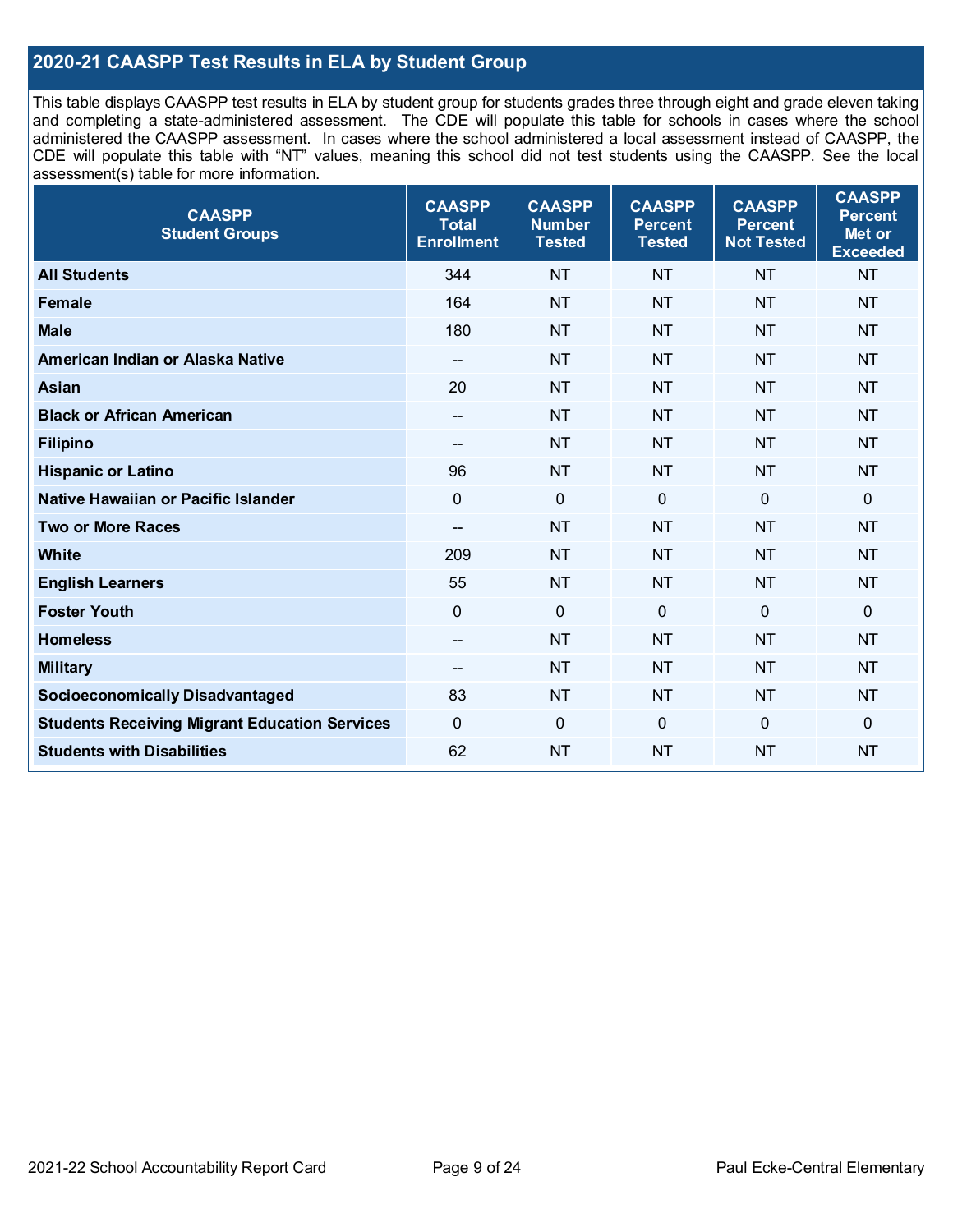## 2020-21 CAASPP Test Results in ELA by Student Group

This table displays CAASPP test results in ELA by student group for students grades three through eight and grade eleven taking and completing a state-administered assessment. The CDE will populate this table for schools in cases where the school administered the CAASPP assessment. In cases where the school administered a local assessment instead of CAASPP, the CDE will populate this table with "NT" values, meaning this school did not test students using the CAASPP. See the local assessment(s) table for more information.

| CAASPP Student Groups | CAASPP Total Enrollment | CAASPP Number Tested | CAASPP Percent Tested | CAASPP Percent Not Tested | CAASPP Percent Met or Exceeded |
|---|---|---|---|---|---|
| **All Students** | 344 | NT | NT | NT | NT |
| **Female** | 164 | NT | NT | NT | NT |
| **Male** | 180 | NT | NT | NT | NT |
| **American Indian or Alaska Native** | -- | NT | NT | NT | NT |
| **Asian** | 20 | NT | NT | NT | NT |
| **Black or African American** | -- | NT | NT | NT | NT |
| **Filipino** | -- | NT | NT | NT | NT |
| **Hispanic or Latino** | 96 | NT | NT | NT | NT |
| **Native Hawaiian or Pacific Islander** | 0 | 0 | 0 | 0 | 0 |
| **Two or More Races** | -- | NT | NT | NT | NT |
| **White** | 209 | NT | NT | NT | NT |
| **English Learners** | 55 | NT | NT | NT | NT |
| **Foster Youth** | 0 | 0 | 0 | 0 | 0 |
| **Homeless** | -- | NT | NT | NT | NT |
| **Military** | -- | NT | NT | NT | NT |
| **Socioeconomically Disadvantaged** | 83 | NT | NT | NT | NT |
| **Students Receiving Migrant Education Services** | 0 | 0 | 0 | 0 | 0 |
| **Students with Disabilities** | 62 | NT | NT | NT | NT |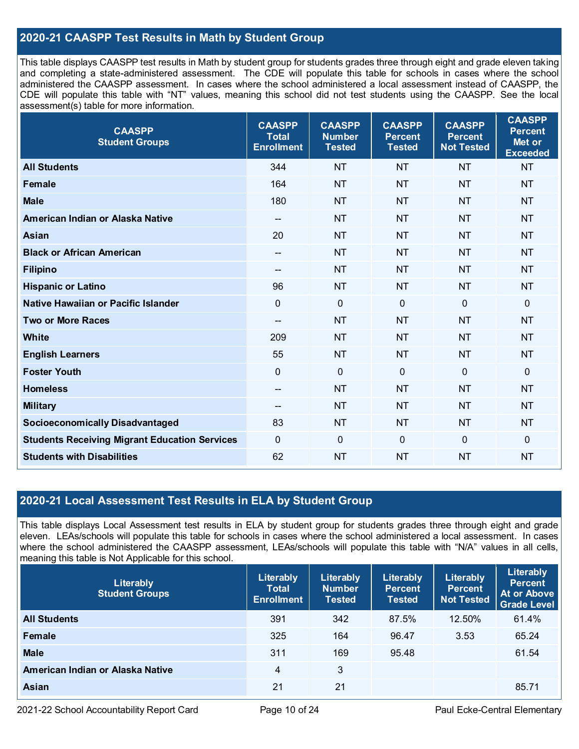## 2020-21 CAASPP Test Results in Math by Student Group

This table displays CAASPP test results in Math by student group for students grades three through eight and grade eleven taking and completing a state-administered assessment. The CDE will populate this table for schools in cases where the school administered the CAASPP assessment. In cases where the school administered a local assessment instead of CAASPP, the CDE will populate this table with "NT" values, meaning this school did not test students using the CAASPP. See the local assessment(s) table for more information.

| CAASPP Student Groups | CAASPP Total Enrollment | CAASPP Number Tested | CAASPP Percent Tested | CAASPP Percent Not Tested | CAASPP Percent Met or Exceeded |
|---|---|---|---|---|---|
| All Students | 344 | NT | NT | NT | NT |
| Female | 164 | NT | NT | NT | NT |
| Male | 180 | NT | NT | NT | NT |
| American Indian or Alaska Native | -- | NT | NT | NT | NT |
| Asian | 20 | NT | NT | NT | NT |
| Black or African American | -- | NT | NT | NT | NT |
| Filipino | -- | NT | NT | NT | NT |
| Hispanic or Latino | 96 | NT | NT | NT | NT |
| Native Hawaiian or Pacific Islander | 0 | 0 | 0 | 0 | 0 |
| Two or More Races | -- | NT | NT | NT | NT |
| White | 209 | NT | NT | NT | NT |
| English Learners | 55 | NT | NT | NT | NT |
| Foster Youth | 0 | 0 | 0 | 0 | 0 |
| Homeless | -- | NT | NT | NT | NT |
| Military | -- | NT | NT | NT | NT |
| Socioeconomically Disadvantaged | 83 | NT | NT | NT | NT |
| Students Receiving Migrant Education Services | 0 | 0 | 0 | 0 | 0 |
| Students with Disabilities | 62 | NT | NT | NT | NT |

## 2020-21 Local Assessment Test Results in ELA by Student Group

This table displays Local Assessment test results in ELA by student group for students grades three through eight and grade eleven. LEAs/schools will populate this table for schools in cases where the school administered a local assessment. In cases where the school administered the CAASPP assessment, LEAs/schools will populate this table with "N/A" values in all cells, meaning this table is Not Applicable for this school.

| Literably Student Groups | Literably Total Enrollment | Literably Number Tested | Literably Percent Tested | Literably Percent Not Tested | Literably Percent At or Above Grade Level |
|---|---|---|---|---|---|
| All Students | 391 | 342 | 87.5% | 12.50% | 61.4% |
| Female | 325 | 164 | 96.47 | 3.53 | 65.24 |
| Male | 311 | 169 | 95.48 | | 61.54 |
| American Indian or Alaska Native | 4 | 3 | | | |
| Asian | 21 | 21 | | | 85.71 |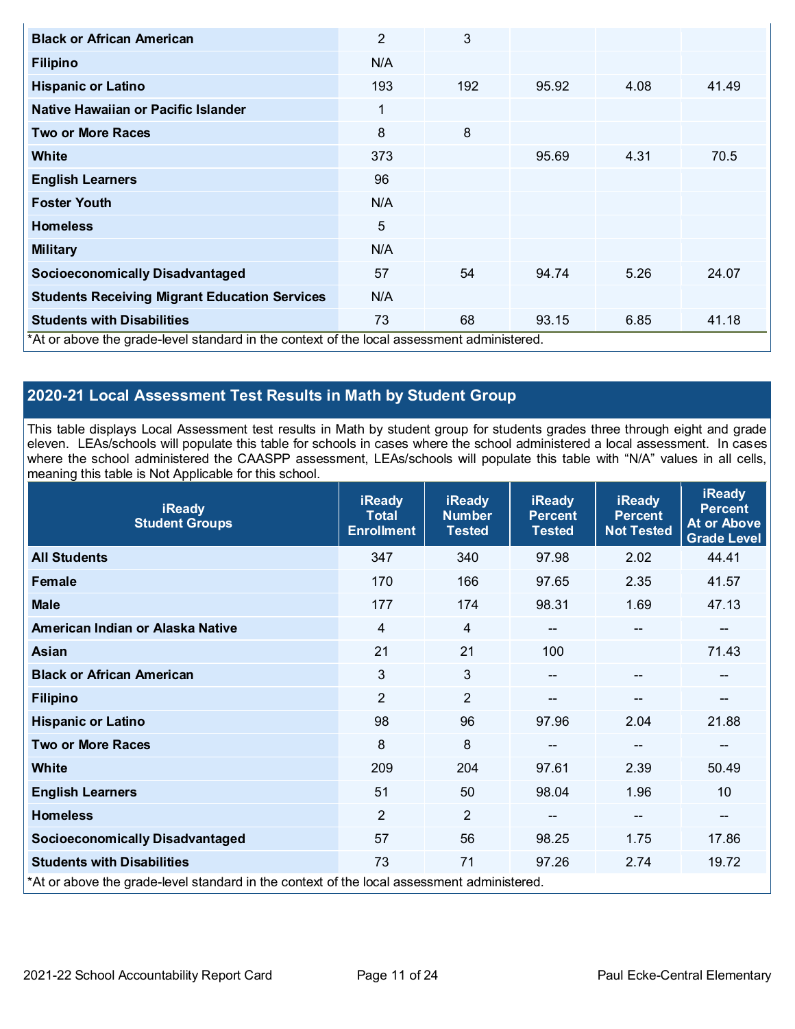| | | | | | |
|---|---|---|---|---|---|
| **Black or African American** | 2 | 3 | | | |
| **Filipino** | N/A | | | | |
| **Hispanic or Latino** | 193 | 192 | 95.92 | 4.08 | 41.49 |
| **Native Hawaiian or Pacific Islander** | 1 | | | | |
| **Two or More Races** | 8 | 8 | | | |
| **White** | 373 | | 95.69 | 4.31 | 70.5 |
| **English Learners** | 96 | | | | |
| **Foster Youth** | N/A | | | | |
| **Homeless** | 5 | | | | |
| **Military** | N/A | | | | |
| **Socioeconomically Disadvantaged** | 57 | 54 | 94.74 | 5.26 | 24.07 |
| **Students Receiving Migrant Education Services** | N/A | | | | |
| **Students with Disabilities** | 73 | 68 | 93.15 | 6.85 | 41.18 |

*At or above the grade-level standard in the context of the local assessment administered.

## 2020-21 Local Assessment Test Results in Math by Student Group

This table displays Local Assessment test results in Math by student group for students grades three through eight and grade eleven. LEAs/schools will populate this table for schools in cases where the school administered a local assessment. In cases where the school administered the CAASPP assessment, LEAs/schools will populate this table with "N/A" values in all cells, meaning this table is Not Applicable for this school.

| iReady Student Groups | iReady Total Enrollment | iReady Number Tested | iReady Percent Tested | iReady Percent Not Tested | iReady Percent At or Above Grade Level |
|---|---|---|---|---|---|
| **All Students** | 347 | 340 | 97.98 | 2.02 | 44.41 |
| **Female** | 170 | 166 | 97.65 | 2.35 | 41.57 |
| **Male** | 177 | 174 | 98.31 | 1.69 | 47.13 |
| **American Indian or Alaska Native** | 4 | 4 | -- | -- | -- |
| **Asian** | 21 | 21 | 100 | | 71.43 |
| **Black or African American** | 3 | 3 | -- | -- | -- |
| **Filipino** | 2 | 2 | -- | -- | -- |
| **Hispanic or Latino** | 98 | 96 | 97.96 | 2.04 | 21.88 |
| **Two or More Races** | 8 | 8 | -- | -- | -- |
| **White** | 209 | 204 | 97.61 | 2.39 | 50.49 |
| **English Learners** | 51 | 50 | 98.04 | 1.96 | 10 |
| **Homeless** | 2 | 2 | -- | -- | -- |
| **Socioeconomically Disadvantaged** | 57 | 56 | 98.25 | 1.75 | 17.86 |
| **Students with Disabilities** | 73 | 71 | 97.26 | 2.74 | 19.72 |

*At or above the grade-level standard in the context of the local assessment administered.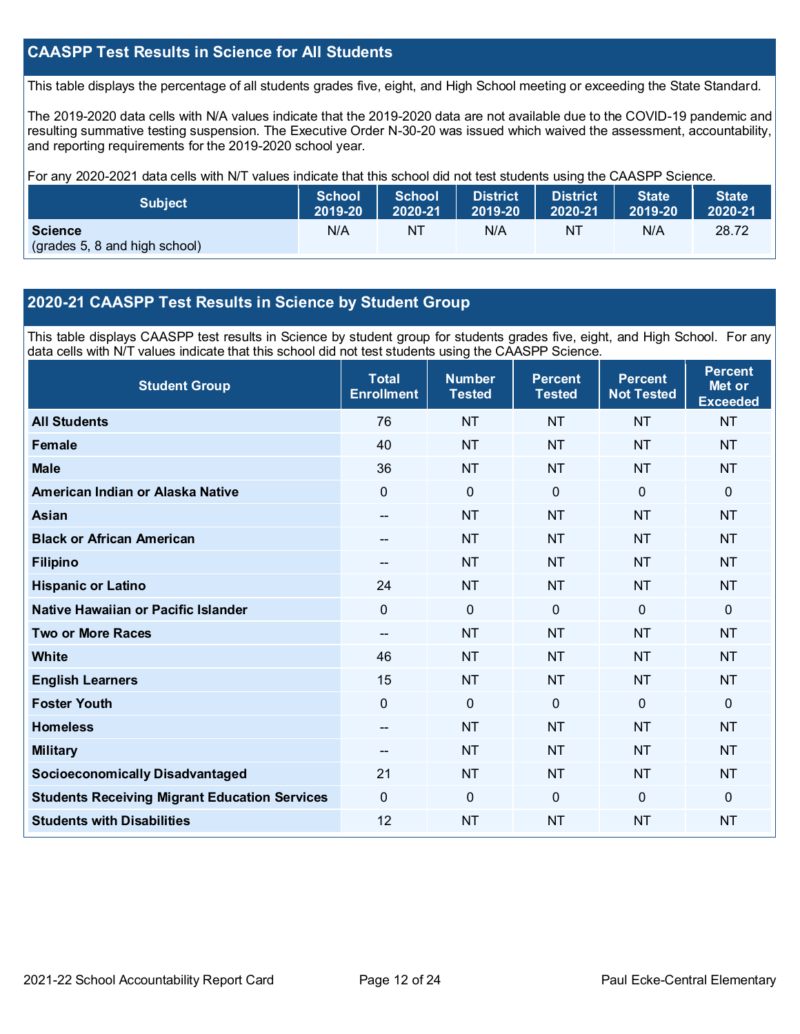## CAASPP Test Results in Science for All Students

This table displays the percentage of all students grades five, eight, and High School meeting or exceeding the State Standard.

The 2019-2020 data cells with N/A values indicate that the 2019-2020 data are not available due to the COVID-19 pandemic and resulting summative testing suspension. The Executive Order N-30-20 was issued which waived the assessment, accountability, and reporting requirements for the 2019-2020 school year.

For any 2020-2021 data cells with N/T values indicate that this school did not test students using the CAASPP Science.

| Subject | School 2019-20 | School 2020-21 | District 2019-20 | District 2020-21 | State 2019-20 | State 2020-21 |
|---|---|---|---|---|---|---|
| **Science** (grades 5, 8 and high school) | N/A | NT | N/A | NT | N/A | 28.72 |

## 2020-21 CAASPP Test Results in Science by Student Group

This table displays CAASPP test results in Science by student group for students grades five, eight, and High School. For any data cells with N/T values indicate that this school did not test students using the CAASPP Science.

| Student Group | Total Enrollment | Number Tested | Percent Tested | Percent Not Tested | Percent Met or Exceeded |
|---|---|---|---|---|---|
| **All Students** | 76 | NT | NT | NT | NT |
| **Female** | 40 | NT | NT | NT | NT |
| **Male** | 36 | NT | NT | NT | NT |
| **American Indian or Alaska Native** | 0 | 0 | 0 | 0 | 0 |
| **Asian** | -- | NT | NT | NT | NT |
| **Black or African American** | -- | NT | NT | NT | NT |
| **Filipino** | -- | NT | NT | NT | NT |
| **Hispanic or Latino** | 24 | NT | NT | NT | NT |
| **Native Hawaiian or Pacific Islander** | 0 | 0 | 0 | 0 | 0 |
| **Two or More Races** | -- | NT | NT | NT | NT |
| **White** | 46 | NT | NT | NT | NT |
| **English Learners** | 15 | NT | NT | NT | NT |
| **Foster Youth** | 0 | 0 | 0 | 0 | 0 |
| **Homeless** | -- | NT | NT | NT | NT |
| **Military** | -- | NT | NT | NT | NT |
| **Socioeconomically Disadvantaged** | 21 | NT | NT | NT | NT |
| **Students Receiving Migrant Education Services** | 0 | 0 | 0 | 0 | 0 |
| **Students with Disabilities** | 12 | NT | NT | NT | NT |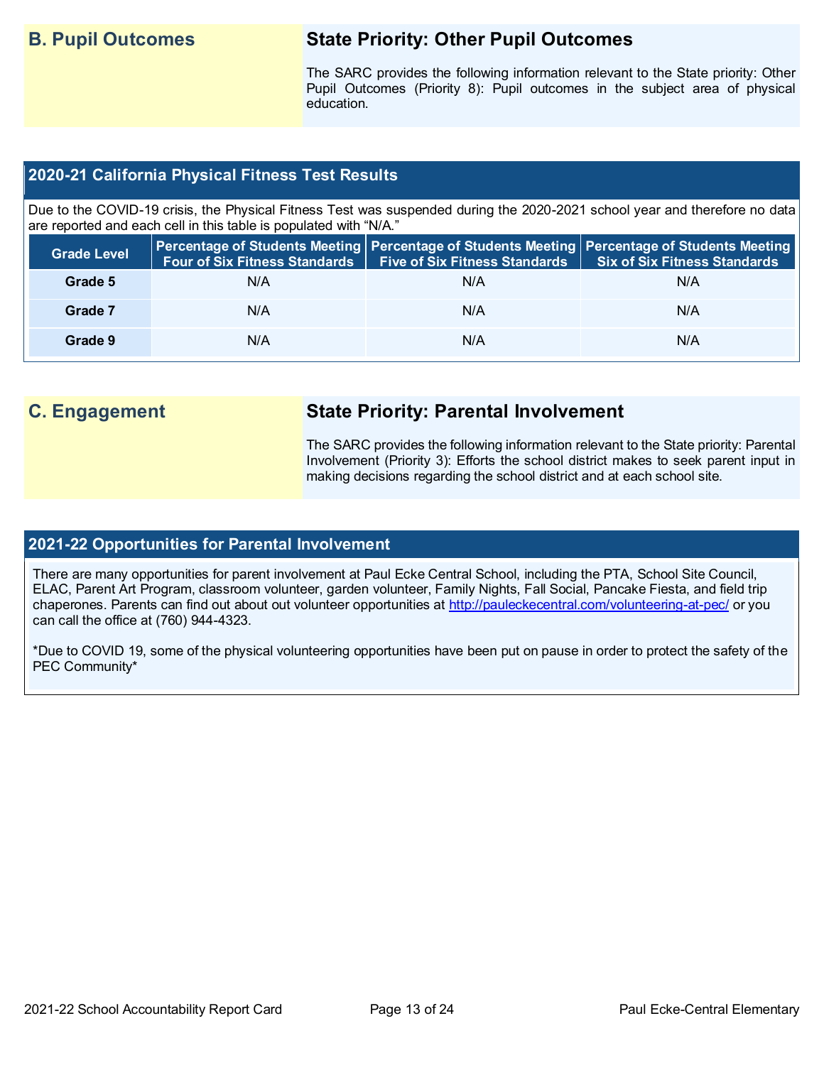## B. Pupil Outcomes

### State Priority: Other Pupil Outcomes

The SARC provides the following information relevant to the State priority: Other Pupil Outcomes (Priority 8): Pupil outcomes in the subject area of physical education.

### 2020-21 California Physical Fitness Test Results

Due to the COVID-19 crisis, the Physical Fitness Test was suspended during the 2020-2021 school year and therefore no data are reported and each cell in this table is populated with "N/A."

| Grade Level | Percentage of Students Meeting Four of Six Fitness Standards | Percentage of Students Meeting Five of Six Fitness Standards | Percentage of Students Meeting Six of Six Fitness Standards |
|---|---|---|---|
| Grade 5 | N/A | N/A | N/A |
| Grade 7 | N/A | N/A | N/A |
| Grade 9 | N/A | N/A | N/A |

## C. Engagement

### State Priority: Parental Involvement

The SARC provides the following information relevant to the State priority: Parental Involvement (Priority 3): Efforts the school district makes to seek parent input in making decisions regarding the school district and at each school site.

### 2021-22 Opportunities for Parental Involvement

There are many opportunities for parent involvement at Paul Ecke Central School, including the PTA, School Site Council, ELAC, Parent Art Program, classroom volunteer, garden volunteer, Family Nights, Fall Social, Pancake Fiesta, and field trip chaperones. Parents can find out about out volunteer opportunities at http://pauleckecentral.com/volunteering-at-pec/ or you can call the office at (760) 944-4323.

*Due to COVID 19, some of the physical volunteering opportunities have been put on pause in order to protect the safety of the PEC Community*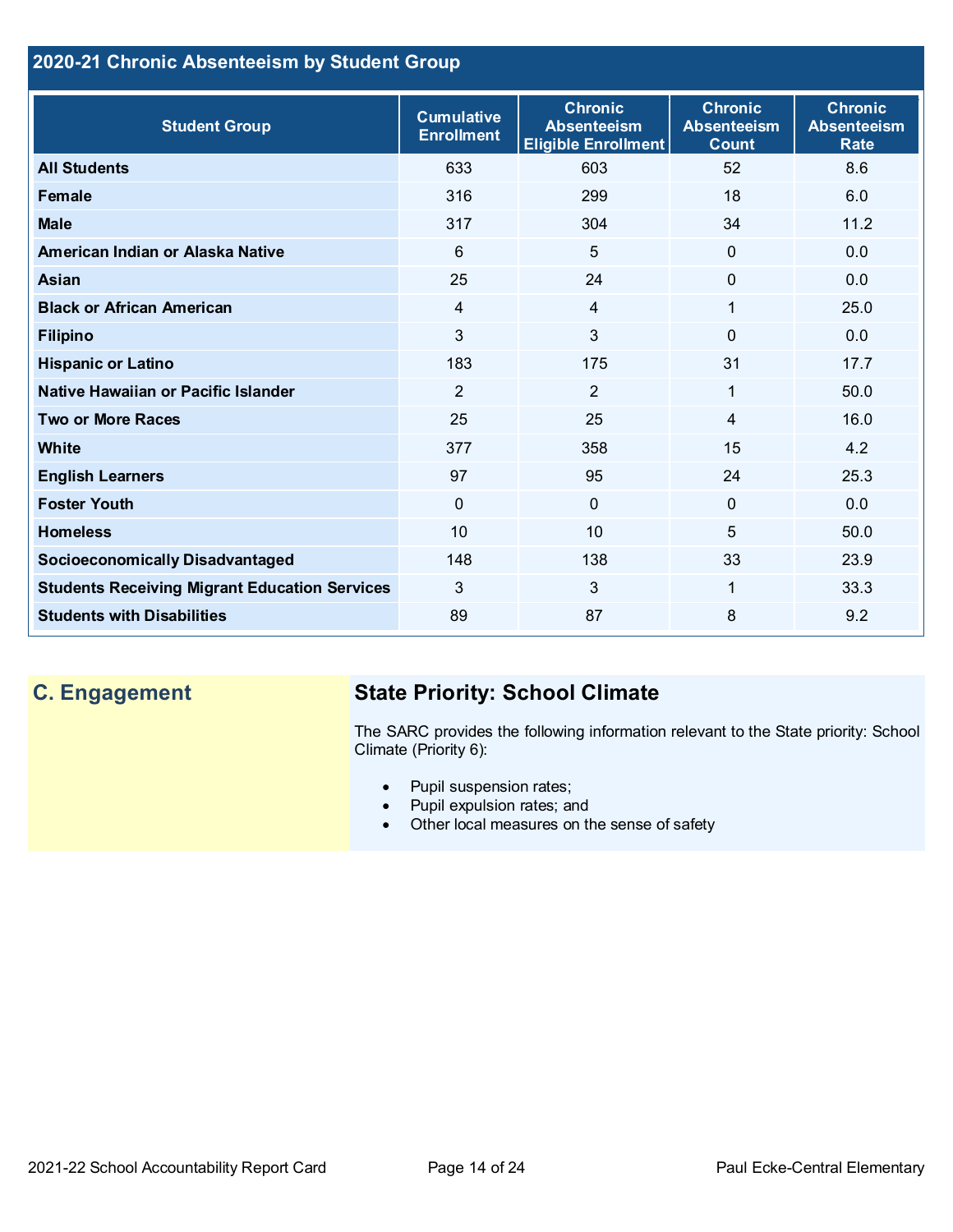## 2020-21 Chronic Absenteeism by Student Group

| Student Group | Cumulative Enrollment | Chronic Absenteeism Eligible Enrollment | Chronic Absenteeism Count | Chronic Absenteeism Rate |
|---|---|---|---|---|
| **All Students** | 633 | 603 | 52 | 8.6 |
| **Female** | 316 | 299 | 18 | 6.0 |
| **Male** | 317 | 304 | 34 | 11.2 |
| **American Indian or Alaska Native** | 6 | 5 | 0 | 0.0 |
| **Asian** | 25 | 24 | 0 | 0.0 |
| **Black or African American** | 4 | 4 | 1 | 25.0 |
| **Filipino** | 3 | 3 | 0 | 0.0 |
| **Hispanic or Latino** | 183 | 175 | 31 | 17.7 |
| **Native Hawaiian or Pacific Islander** | 2 | 2 | 1 | 50.0 |
| **Two or More Races** | 25 | 25 | 4 | 16.0 |
| **White** | 377 | 358 | 15 | 4.2 |
| **English Learners** | 97 | 95 | 24 | 25.3 |
| **Foster Youth** | 0 | 0 | 0 | 0.0 |
| **Homeless** | 10 | 10 | 5 | 50.0 |
| **Socioeconomically Disadvantaged** | 148 | 138 | 33 | 23.9 |
| **Students Receiving Migrant Education Services** | 3 | 3 | 1 | 33.3 |
| **Students with Disabilities** | 89 | 87 | 8 | 9.2 |

## C. Engagement

### State Priority: School Climate

The SARC provides the following information relevant to the State priority: School Climate (Priority 6):

- Pupil suspension rates;
- Pupil expulsion rates; and
- Other local measures on the sense of safety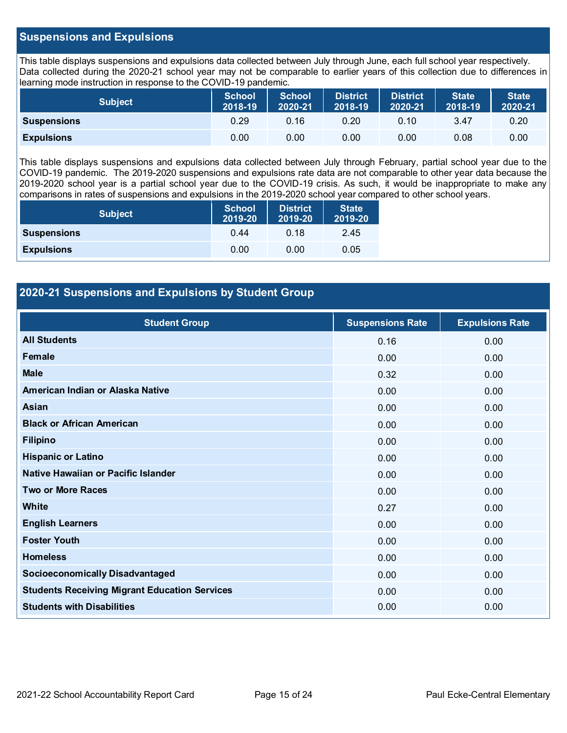## Suspensions and Expulsions

This table displays suspensions and expulsions data collected between July through June, each full school year respectively. Data collected during the 2020-21 school year may not be comparable to earlier years of this collection due to differences in learning mode instruction in response to the COVID-19 pandemic.

| Subject | School 2018-19 | School 2020-21 | District 2018-19 | District 2020-21 | State 2018-19 | State 2020-21 |
|---|---|---|---|---|---|---|
| Suspensions | 0.29 | 0.16 | 0.20 | 0.10 | 3.47 | 0.20 |
| Expulsions | 0.00 | 0.00 | 0.00 | 0.00 | 0.08 | 0.00 |

This table displays suspensions and expulsions data collected between July through February, partial school year due to the COVID-19 pandemic. The 2019-2020 suspensions and expulsions rate data are not comparable to other year data because the 2019-2020 school year is a partial school year due to the COVID-19 crisis. As such, it would be inappropriate to make any comparisons in rates of suspensions and expulsions in the 2019-2020 school year compared to other school years.

| Subject | School 2019-20 | District 2019-20 | State 2019-20 |
|---|---|---|---|
| Suspensions | 0.44 | 0.18 | 2.45 |
| Expulsions | 0.00 | 0.00 | 0.05 |

## 2020-21 Suspensions and Expulsions by Student Group

| Student Group | Suspensions Rate | Expulsions Rate |
|---|---|---|
| All Students | 0.16 | 0.00 |
| Female | 0.00 | 0.00 |
| Male | 0.32 | 0.00 |
| American Indian or Alaska Native | 0.00 | 0.00 |
| Asian | 0.00 | 0.00 |
| Black or African American | 0.00 | 0.00 |
| Filipino | 0.00 | 0.00 |
| Hispanic or Latino | 0.00 | 0.00 |
| Native Hawaiian or Pacific Islander | 0.00 | 0.00 |
| Two or More Races | 0.00 | 0.00 |
| White | 0.27 | 0.00 |
| English Learners | 0.00 | 0.00 |
| Foster Youth | 0.00 | 0.00 |
| Homeless | 0.00 | 0.00 |
| Socioeconomically Disadvantaged | 0.00 | 0.00 |
| Students Receiving Migrant Education Services | 0.00 | 0.00 |
| Students with Disabilities | 0.00 | 0.00 |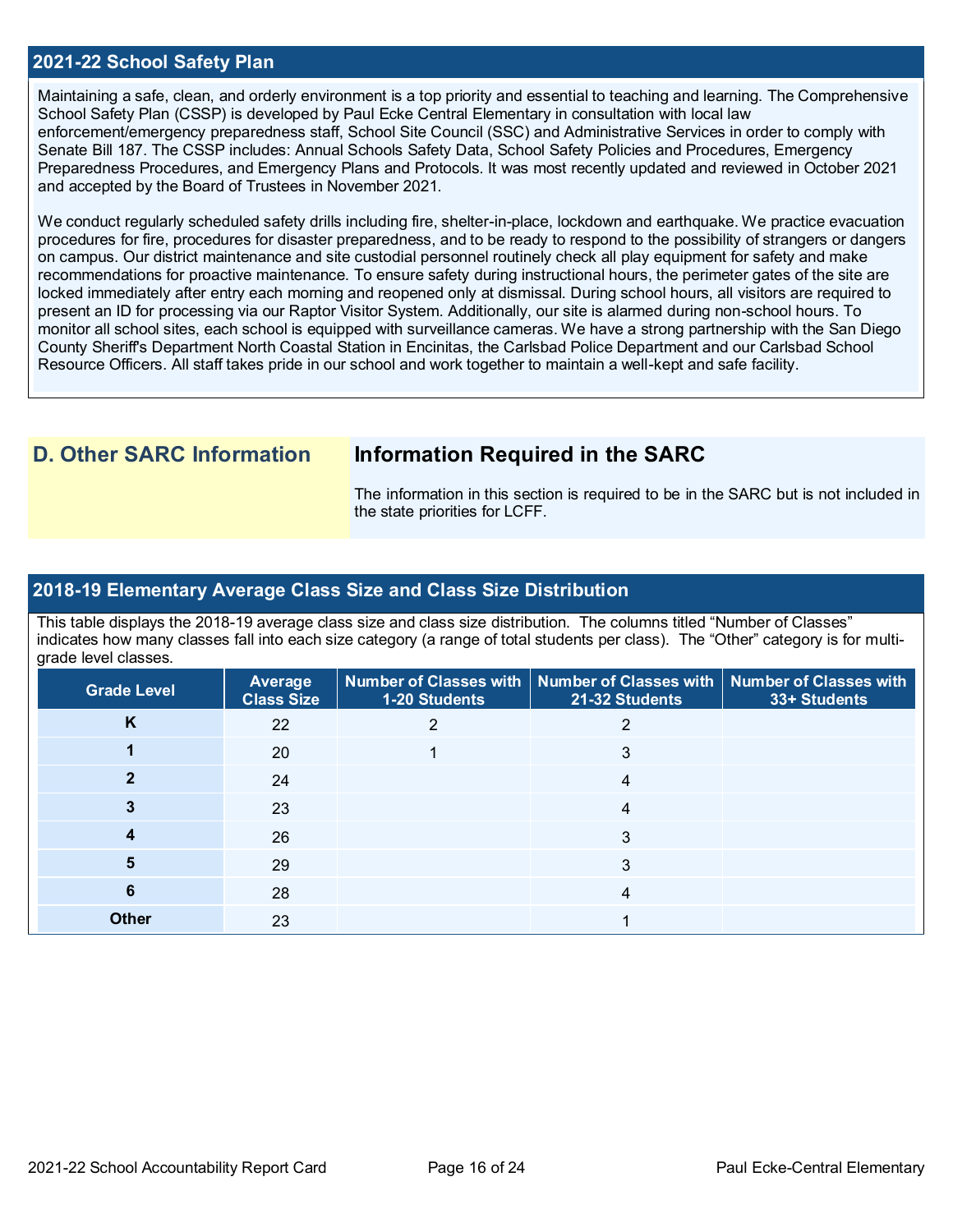## 2021-22 School Safety Plan

Maintaining a safe, clean, and orderly environment is a top priority and essential to teaching and learning. The Comprehensive School Safety Plan (CSSP) is developed by Paul Ecke Central Elementary in consultation with local law enforcement/emergency preparedness staff, School Site Council (SSC) and Administrative Services in order to comply with Senate Bill 187. The CSSP includes: Annual Schools Safety Data, School Safety Policies and Procedures, Emergency Preparedness Procedures, and Emergency Plans and Protocols. It was most recently updated and reviewed in October 2021 and accepted by the Board of Trustees in November 2021.

We conduct regularly scheduled safety drills including fire, shelter-in-place, lockdown and earthquake. We practice evacuation procedures for fire, procedures for disaster preparedness, and to be ready to respond to the possibility of strangers or dangers on campus. Our district maintenance and site custodial personnel routinely check all play equipment for safety and make recommendations for proactive maintenance. To ensure safety during instructional hours, the perimeter gates of the site are locked immediately after entry each morning and reopened only at dismissal. During school hours, all visitors are required to present an ID for processing via our Raptor Visitor System. Additionally, our site is alarmed during non-school hours. To monitor all school sites, each school is equipped with surveillance cameras. We have a strong partnership with the San Diego County Sheriff's Department North Coastal Station in Encinitas, the Carlsbad Police Department and our Carlsbad School Resource Officers. All staff takes pride in our school and work together to maintain a well-kept and safe facility.

## D. Other SARC Information

### Information Required in the SARC

The information in this section is required to be in the SARC but is not included in the state priorities for LCFF.

## 2018-19 Elementary Average Class Size and Class Size Distribution

This table displays the 2018-19 average class size and class size distribution. The columns titled "Number of Classes" indicates how many classes fall into each size category (a range of total students per class). The "Other" category is for multi-grade level classes.

| Grade Level | Average Class Size | Number of Classes with 1-20 Students | Number of Classes with 21-32 Students | Number of Classes with 33+ Students |
|---|---|---|---|---|
| K | 22 | 2 | 2 | |
| 1 | 20 | 1 | 3 | |
| 2 | 24 | | 4 | |
| 3 | 23 | | 4 | |
| 4 | 26 | | 3 | |
| 5 | 29 | | 3 | |
| 6 | 28 | | 4 | |
| Other | 23 | | 1 | |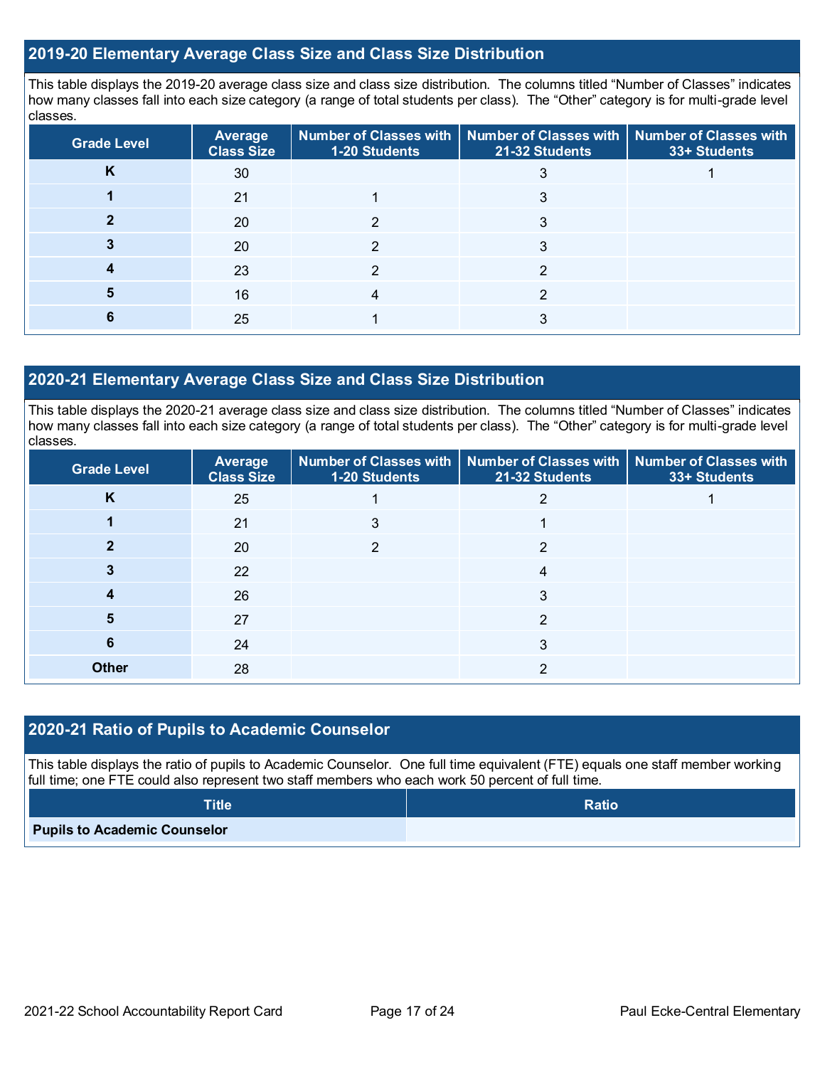## 2019-20 Elementary Average Class Size and Class Size Distribution

This table displays the 2019-20 average class size and class size distribution. The columns titled "Number of Classes" indicates how many classes fall into each size category (a range of total students per class). The "Other" category is for multi-grade level classes.

| Grade Level | Average Class Size | Number of Classes with 1-20 Students | Number of Classes with 21-32 Students | Number of Classes with 33+ Students |
|---|---|---|---|---|
| K | 30 | | 3 | 1 |
| 1 | 21 | 1 | 3 | |
| 2 | 20 | 2 | 3 | |
| 3 | 20 | 2 | 3 | |
| 4 | 23 | 2 | 2 | |
| 5 | 16 | 4 | 2 | |
| 6 | 25 | 1 | 3 | |

## 2020-21 Elementary Average Class Size and Class Size Distribution

This table displays the 2020-21 average class size and class size distribution. The columns titled "Number of Classes" indicates how many classes fall into each size category (a range of total students per class). The "Other" category is for multi-grade level classes.

| Grade Level | Average Class Size | Number of Classes with 1-20 Students | Number of Classes with 21-32 Students | Number of Classes with 33+ Students |
|---|---|---|---|---|
| K | 25 | 1 | 2 | 1 |
| 1 | 21 | 3 | 1 | |
| 2 | 20 | 2 | 2 | |
| 3 | 22 | | 4 | |
| 4 | 26 | | 3 | |
| 5 | 27 | | 2 | |
| 6 | 24 | | 3 | |
| Other | 28 | | 2 | |

## 2020-21 Ratio of Pupils to Academic Counselor

This table displays the ratio of pupils to Academic Counselor. One full time equivalent (FTE) equals one staff member working full time; one FTE could also represent two staff members who each work 50 percent of full time.

| Title | Ratio |
|---|---|
| Pupils to Academic Counselor | |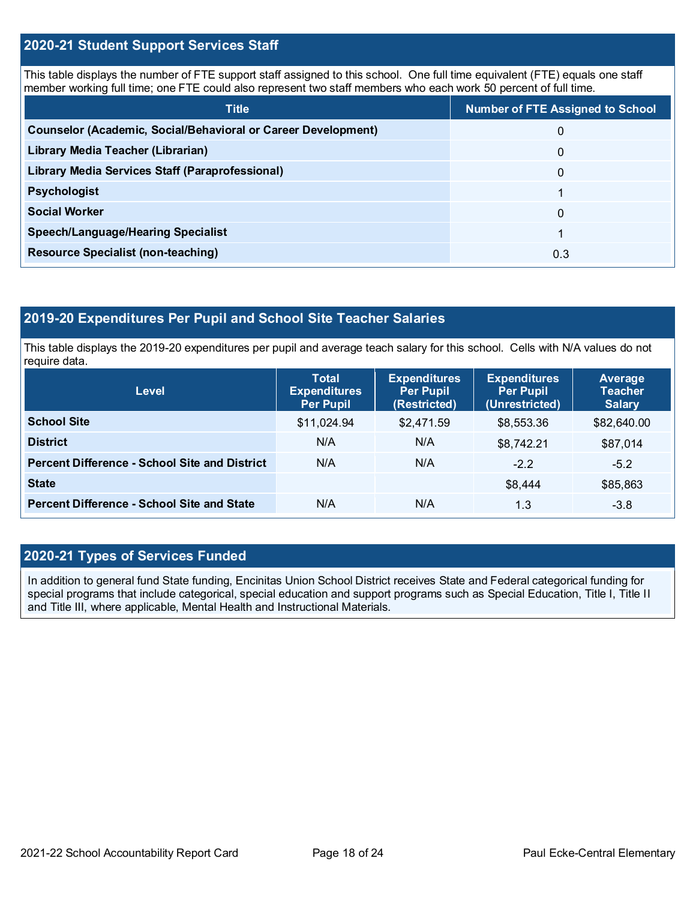## 2020-21 Student Support Services Staff

This table displays the number of FTE support staff assigned to this school. One full time equivalent (FTE) equals one staff member working full time; one FTE could also represent two staff members who each work 50 percent of full time.

| Title | Number of FTE Assigned to School |
|---|---|
| **Counselor (Academic, Social/Behavioral or Career Development)** | 0 |
| **Library Media Teacher (Librarian)** | 0 |
| **Library Media Services Staff (Paraprofessional)** | 0 |
| **Psychologist** | 1 |
| **Social Worker** | 0 |
| **Speech/Language/Hearing Specialist** | 1 |
| **Resource Specialist (non-teaching)** | 0.3 |

## 2019-20 Expenditures Per Pupil and School Site Teacher Salaries

This table displays the 2019-20 expenditures per pupil and average teach salary for this school. Cells with N/A values do not require data.

| Level | Total Expenditures Per Pupil | Expenditures Per Pupil (Restricted) | Expenditures Per Pupil (Unrestricted) | Average Teacher Salary |
|---|---|---|---|---|
| **School Site** | $11,024.94 | $2,471.59 | $8,553.36 | $82,640.00 |
| **District** | N/A | N/A | $8,742.21 | $87,014 |
| **Percent Difference - School Site and District** | N/A | N/A | -2.2 | -5.2 |
| **State** | | | $8,444 | $85,863 |
| **Percent Difference - School Site and State** | N/A | N/A | 1.3 | -3.8 |

## 2020-21 Types of Services Funded

In addition to general fund State funding, Encinitas Union School District receives State and Federal categorical funding for special programs that include categorical, special education and support programs such as Special Education, Title I, Title II and Title III, where applicable, Mental Health and Instructional Materials.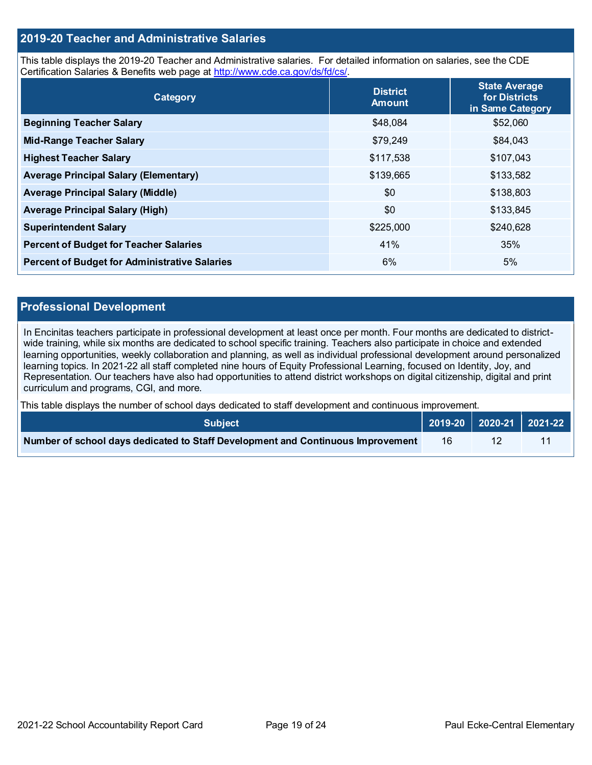## 2019-20 Teacher and Administrative Salaries

This table displays the 2019-20 Teacher and Administrative salaries. For detailed information on salaries, see the CDE Certification Salaries & Benefits web page at http://www.cde.ca.gov/ds/fd/cs/.

| Category | District Amount | State Average for Districts in Same Category |
|---|---|---|
| **Beginning Teacher Salary** | $48,084 | $52,060 |
| **Mid-Range Teacher Salary** | $79,249 | $84,043 |
| **Highest Teacher Salary** | $117,538 | $107,043 |
| **Average Principal Salary (Elementary)** | $139,665 | $133,582 |
| **Average Principal Salary (Middle)** | $0 | $138,803 |
| **Average Principal Salary (High)** | $0 | $133,845 |
| **Superintendent Salary** | $225,000 | $240,628 |
| **Percent of Budget for Teacher Salaries** | 41% | 35% |
| **Percent of Budget for Administrative Salaries** | 6% | 5% |

## Professional Development

In Encinitas teachers participate in professional development at least once per month. Four months are dedicated to district-wide training, while six months are dedicated to school specific training. Teachers also participate in choice and extended learning opportunities, weekly collaboration and planning, as well as individual professional development around personalized learning topics. In 2021-22 all staff completed nine hours of Equity Professional Learning, focused on Identity, Joy, and Representation. Our teachers have also had opportunities to attend district workshops on digital citizenship, digital and print curriculum and programs, CGI, and more.

This table displays the number of school days dedicated to staff development and continuous improvement.

| Subject | 2019-20 | 2020-21 | 2021-22 |
|---|---|---|---|
| **Number of school days dedicated to Staff Development and Continuous Improvement** | 16 | 12 | 11 |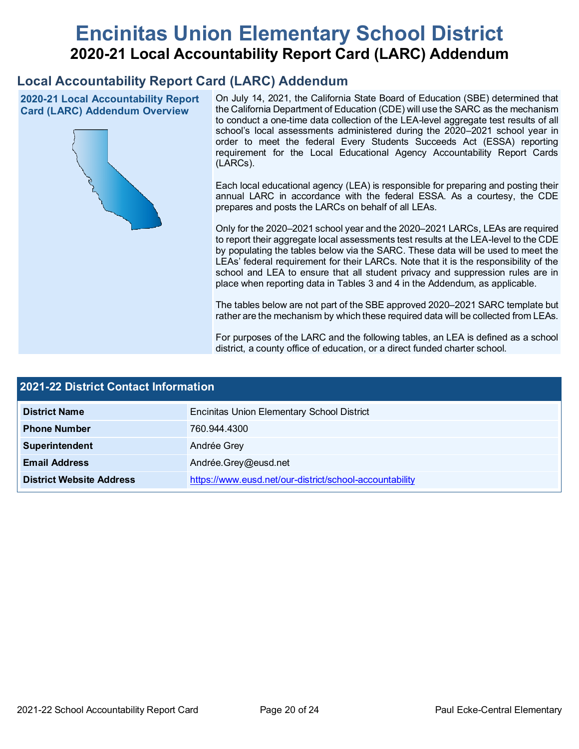# Encinitas Union Elementary School District

## 2020-21 Local Accountability Report Card (LARC) Addendum

## Local Accountability Report Card (LARC) Addendum

### 2020-21 Local Accountability Report Card (LARC) Addendum Overview

On July 14, 2021, the California State Board of Education (SBE) determined that the California Department of Education (CDE) will use the SARC as the mechanism to conduct a one-time data collection of the LEA-level aggregate test results of all school's local assessments administered during the 2020–2021 school year in order to meet the federal Every Students Succeeds Act (ESSA) reporting requirement for the Local Educational Agency Accountability Report Cards (LARCs).

Each local educational agency (LEA) is responsible for preparing and posting their annual LARC in accordance with the federal ESSA. As a courtesy, the CDE prepares and posts the LARCs on behalf of all LEAs.

Only for the 2020–2021 school year and the 2020–2021 LARCs, LEAs are required to report their aggregate local assessments test results at the LEA-level to the CDE by populating the tables below via the SARC. These data will be used to meet the LEAs' federal requirement for their LARCs. Note that it is the responsibility of the school and LEA to ensure that all student privacy and suppression rules are in place when reporting data in Tables 3 and 4 in the Addendum, as applicable.

The tables below are not part of the SBE approved 2020–2021 SARC template but rather are the mechanism by which these required data will be collected from LEAs.

For purposes of the LARC and the following tables, an LEA is defined as a school district, a county office of education, or a direct funded charter school.

| 2021-22 District Contact Information | |
|---|---|
| **District Name** | Encinitas Union Elementary School District |
| **Phone Number** | 760.944.4300 |
| **Superintendent** | Andrée Grey |
| **Email Address** | Andrée.Grey@eusd.net |
| **District Website Address** | https://www.eusd.net/our-district/school-accountability |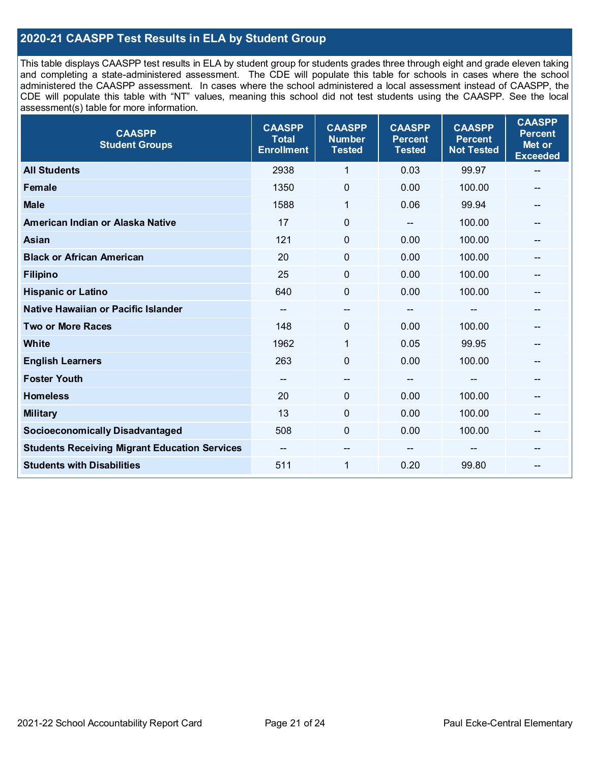## 2020-21 CAASPP Test Results in ELA by Student Group

This table displays CAASPP test results in ELA by student group for students grades three through eight and grade eleven taking and completing a state-administered assessment. The CDE will populate this table for schools in cases where the school administered the CAASPP assessment. In cases where the school administered a local assessment instead of CAASPP, the CDE will populate this table with "NT" values, meaning this school did not test students using the CAASPP. See the local assessment(s) table for more information.

| CAASPP Student Groups | CAASPP Total Enrollment | CAASPP Number Tested | CAASPP Percent Tested | CAASPP Percent Not Tested | CAASPP Percent Met or Exceeded |
|---|---|---|---|---|---|
| **All Students** | 2938 | 1 | 0.03 | 99.97 | -- |
| **Female** | 1350 | 0 | 0.00 | 100.00 | -- |
| **Male** | 1588 | 1 | 0.06 | 99.94 | -- |
| **American Indian or Alaska Native** | 17 | 0 | -- | 100.00 | -- |
| **Asian** | 121 | 0 | 0.00 | 100.00 | -- |
| **Black or African American** | 20 | 0 | 0.00 | 100.00 | -- |
| **Filipino** | 25 | 0 | 0.00 | 100.00 | -- |
| **Hispanic or Latino** | 640 | 0 | 0.00 | 100.00 | -- |
| **Native Hawaiian or Pacific Islander** | -- | -- | -- | -- | -- |
| **Two or More Races** | 148 | 0 | 0.00 | 100.00 | -- |
| **White** | 1962 | 1 | 0.05 | 99.95 | -- |
| **English Learners** | 263 | 0 | 0.00 | 100.00 | -- |
| **Foster Youth** | -- | -- | -- | -- | -- |
| **Homeless** | 20 | 0 | 0.00 | 100.00 | -- |
| **Military** | 13 | 0 | 0.00 | 100.00 | -- |
| **Socioeconomically Disadvantaged** | 508 | 0 | 0.00 | 100.00 | -- |
| **Students Receiving Migrant Education Services** | -- | -- | -- | -- | -- |
| **Students with Disabilities** | 511 | 1 | 0.20 | 99.80 | -- |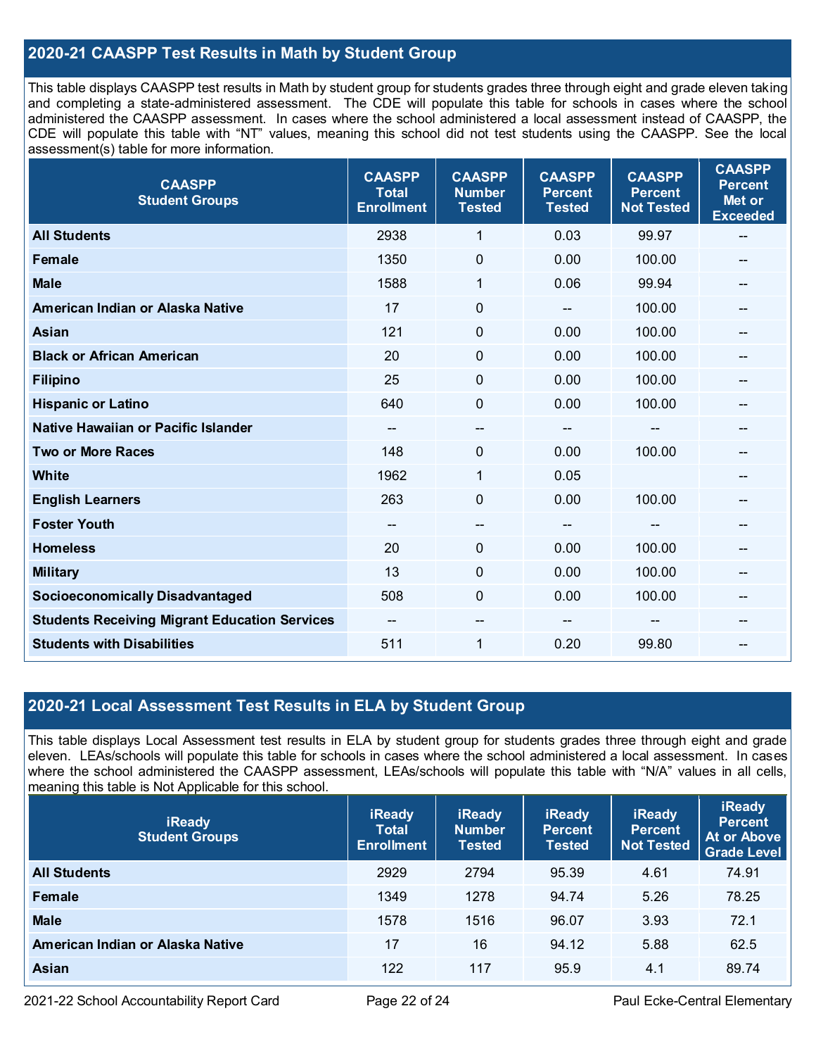## 2020-21 CAASPP Test Results in Math by Student Group

This table displays CAASPP test results in Math by student group for students grades three through eight and grade eleven taking and completing a state-administered assessment. The CDE will populate this table for schools in cases where the school administered the CAASPP assessment. In cases where the school administered a local assessment instead of CAASPP, the CDE will populate this table with "NT" values, meaning this school did not test students using the CAASPP. See the local assessment(s) table for more information.

| CAASPP Student Groups | CAASPP Total Enrollment | CAASPP Number Tested | CAASPP Percent Tested | CAASPP Percent Not Tested | CAASPP Percent Met or Exceeded |
|---|---|---|---|---|---|
| All Students | 2938 | 1 | 0.03 | 99.97 | -- |
| Female | 1350 | 0 | 0.00 | 100.00 | -- |
| Male | 1588 | 1 | 0.06 | 99.94 | -- |
| American Indian or Alaska Native | 17 | 0 | -- | 100.00 | -- |
| Asian | 121 | 0 | 0.00 | 100.00 | -- |
| Black or African American | 20 | 0 | 0.00 | 100.00 | -- |
| Filipino | 25 | 0 | 0.00 | 100.00 | -- |
| Hispanic or Latino | 640 | 0 | 0.00 | 100.00 | -- |
| Native Hawaiian or Pacific Islander | -- | -- | -- | -- | -- |
| Two or More Races | 148 | 0 | 0.00 | 100.00 | -- |
| White | 1962 | 1 | 0.05 | | -- |
| English Learners | 263 | 0 | 0.00 | 100.00 | -- |
| Foster Youth | -- | -- | -- | -- | -- |
| Homeless | 20 | 0 | 0.00 | 100.00 | -- |
| Military | 13 | 0 | 0.00 | 100.00 | -- |
| Socioeconomically Disadvantaged | 508 | 0 | 0.00 | 100.00 | -- |
| Students Receiving Migrant Education Services | -- | -- | -- | -- | -- |
| Students with Disabilities | 511 | 1 | 0.20 | 99.80 | -- |

## 2020-21 Local Assessment Test Results in ELA by Student Group

This table displays Local Assessment test results in ELA by student group for students grades three through eight and grade eleven. LEAs/schools will populate this table for schools in cases where the school administered a local assessment. In cases where the school administered the CAASPP assessment, LEAs/schools will populate this table with "N/A" values in all cells, meaning this table is Not Applicable for this school.

| iReady Student Groups | iReady Total Enrollment | iReady Number Tested | iReady Percent Tested | iReady Percent Not Tested | iReady Percent At or Above Grade Level |
|---|---|---|---|---|---|
| All Students | 2929 | 2794 | 95.39 | 4.61 | 74.91 |
| Female | 1349 | 1278 | 94.74 | 5.26 | 78.25 |
| Male | 1578 | 1516 | 96.07 | 3.93 | 72.1 |
| American Indian or Alaska Native | 17 | 16 | 94.12 | 5.88 | 62.5 |
| Asian | 122 | 117 | 95.9 | 4.1 | 89.74 |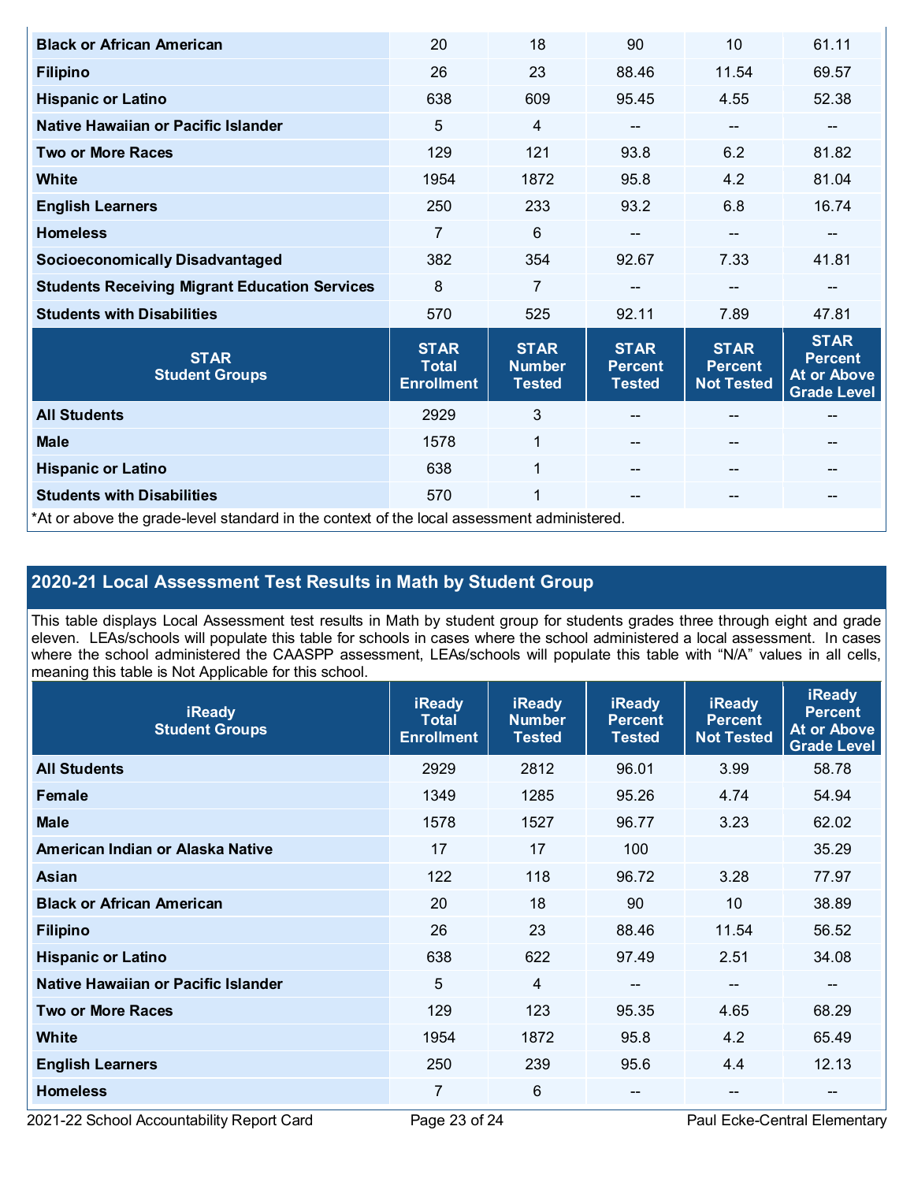| | | | | | |
|---|---|---|---|---|---|
| Black or African American | 20 | 18 | 90 | 10 | 61.11 |
| Filipino | 26 | 23 | 88.46 | 11.54 | 69.57 |
| Hispanic or Latino | 638 | 609 | 95.45 | 4.55 | 52.38 |
| Native Hawaiian or Pacific Islander | 5 | 4 | -- | -- | -- |
| Two or More Races | 129 | 121 | 93.8 | 6.2 | 81.82 |
| White | 1954 | 1872 | 95.8 | 4.2 | 81.04 |
| English Learners | 250 | 233 | 93.2 | 6.8 | 16.74 |
| Homeless | 7 | 6 | -- | -- | -- |
| Socioeconomically Disadvantaged | 382 | 354 | 92.67 | 7.33 | 41.81 |
| Students Receiving Migrant Education Services | 8 | 7 | -- | -- | -- |
| Students with Disabilities | 570 | 525 | 92.11 | 7.89 | 47.81 |

| STAR Student Groups | STAR Total Enrollment | STAR Number Tested | STAR Percent Tested | STAR Percent Not Tested | STAR Percent At or Above Grade Level |
|---|---|---|---|---|---|
| All Students | 2929 | 3 | -- | -- | -- |
| Male | 1578 | 1 | -- | -- | -- |
| Hispanic or Latino | 638 | 1 | -- | -- | -- |
| Students with Disabilities | 570 | 1 | -- | -- | -- |

*At or above the grade-level standard in the context of the local assessment administered.

## 2020-21 Local Assessment Test Results in Math by Student Group

This table displays Local Assessment test results in Math by student group for students grades three through eight and grade eleven. LEAs/schools will populate this table for schools in cases where the school administered a local assessment. In cases where the school administered the CAASPP assessment, LEAs/schools will populate this table with "N/A" values in all cells, meaning this table is Not Applicable for this school.

| iReady Student Groups | iReady Total Enrollment | iReady Number Tested | iReady Percent Tested | iReady Percent Not Tested | iReady Percent At or Above Grade Level |
|---|---|---|---|---|---|
| All Students | 2929 | 2812 | 96.01 | 3.99 | 58.78 |
| Female | 1349 | 1285 | 95.26 | 4.74 | 54.94 |
| Male | 1578 | 1527 | 96.77 | 3.23 | 62.02 |
| American Indian or Alaska Native | 17 | 17 | 100 | | 35.29 |
| Asian | 122 | 118 | 96.72 | 3.28 | 77.97 |
| Black or African American | 20 | 18 | 90 | 10 | 38.89 |
| Filipino | 26 | 23 | 88.46 | 11.54 | 56.52 |
| Hispanic or Latino | 638 | 622 | 97.49 | 2.51 | 34.08 |
| Native Hawaiian or Pacific Islander | 5 | 4 | -- | -- | -- |
| Two or More Races | 129 | 123 | 95.35 | 4.65 | 68.29 |
| White | 1954 | 1872 | 95.8 | 4.2 | 65.49 |
| English Learners | 250 | 239 | 95.6 | 4.4 | 12.13 |
| Homeless | 7 | 6 | -- | -- | -- |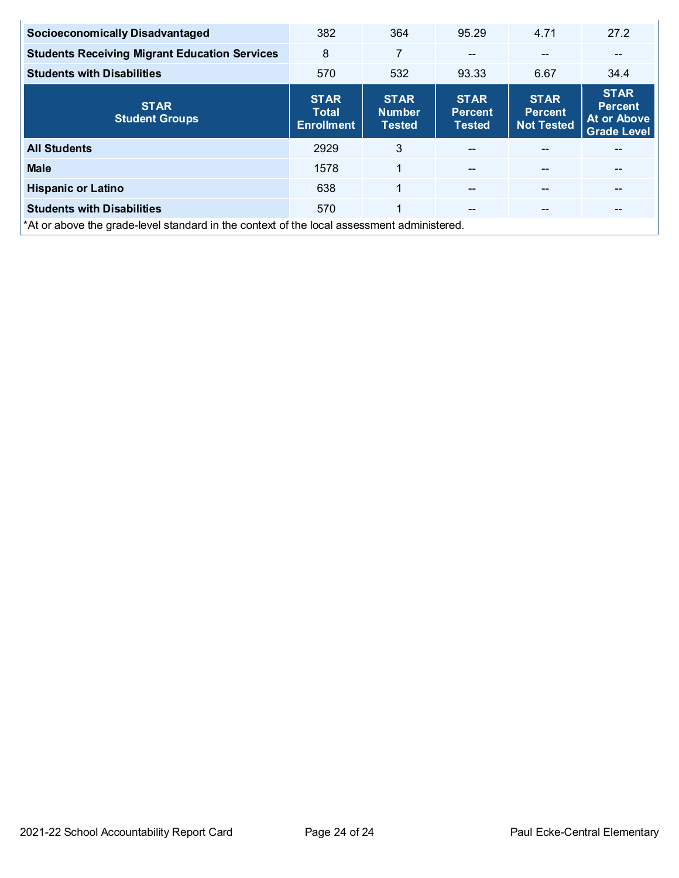| | | | | | |
|---|---|---|---|---|---|
| **Socioeconomically Disadvantaged** | 382 | 364 | 95.29 | 4.71 | 27.2 |
| **Students Receiving Migrant Education Services** | 8 | 7 | -- | -- | -- |
| **Students with Disabilities** | 570 | 532 | 93.33 | 6.67 | 34.4 |

| STAR Student Groups | STAR Total Enrollment | STAR Number Tested | STAR Percent Tested | STAR Percent Not Tested | STAR Percent At or Above Grade Level |
|---|---|---|---|---|---|
| **All Students** | 2929 | 3 | -- | -- | -- |
| **Male** | 1578 | 1 | -- | -- | -- |
| **Hispanic or Latino** | 638 | 1 | -- | -- | -- |
| **Students with Disabilities** | 570 | 1 | -- | -- | -- |

*At or above the grade-level standard in the context of the local assessment administered.